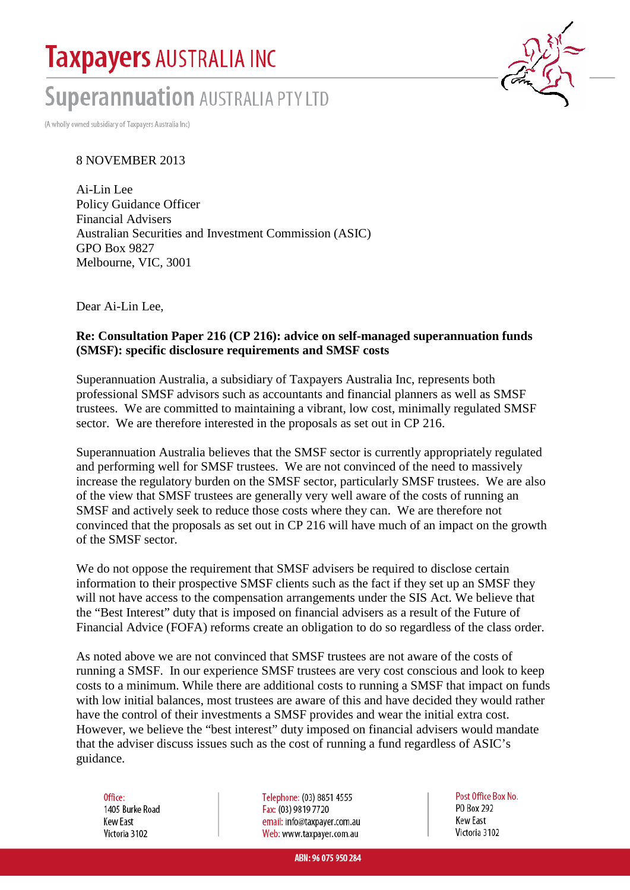# Taxpayers AUSTRALIA INC

## Superannuation AUSTRALIA PTY LTD

(A wholly owned subsidiary of Taxpayers Australia Inc)

8 NOVEMBER 2013

Ai-Lin Lee
Policy Guidance Officer
Financial Advisers
Australian Securities and Investment Commission (ASIC)
GPO Box 9827
Melbourne, VIC, 3001

Dear Ai-Lin Lee,

**Re: Consultation Paper 216 (CP 216): advice on self-managed superannuation funds (SMSF): specific disclosure requirements and SMSF costs**

Superannuation Australia, a subsidiary of Taxpayers Australia Inc, represents both professional SMSF advisors such as accountants and financial planners as well as SMSF trustees. We are committed to maintaining a vibrant, low cost, minimally regulated SMSF sector. We are therefore interested in the proposals as set out in CP 216.

Superannuation Australia believes that the SMSF sector is currently appropriately regulated and performing well for SMSF trustees. We are not convinced of the need to massively increase the regulatory burden on the SMSF sector, particularly SMSF trustees. We are also of the view that SMSF trustees are generally very well aware of the costs of running an SMSF and actively seek to reduce those costs where they can. We are therefore not convinced that the proposals as set out in CP 216 will have much of an impact on the growth of the SMSF sector.

We do not oppose the requirement that SMSF advisers be required to disclose certain information to their prospective SMSF clients such as the fact if they set up an SMSF they will not have access to the compensation arrangements under the SIS Act. We believe that the "Best Interest" duty that is imposed on financial advisers as a result of the Future of Financial Advice (FOFA) reforms create an obligation to do so regardless of the class order.

As noted above we are not convinced that SMSF trustees are not aware of the costs of running a SMSF. In our experience SMSF trustees are very cost conscious and look to keep costs to a minimum. While there are additional costs to running a SMSF that impact on funds with low initial balances, most trustees are aware of this and have decided they would rather have the control of their investments a SMSF provides and wear the initial extra cost. However, we believe the "best interest" duty imposed on financial advisers would mandate that the adviser discuss issues such as the cost of running a fund regardless of ASIC's guidance.

Office:
1405 Burke Road
Kew East
Victoria 3102

Telephone: (03) 8851 4555
Fax: (03) 9819 7720
email: info@taxpayer.com.au
Web: www.taxpayer.com.au

Post Office Box No.
PO Box 292
Kew East
Victoria 3102

ABN: 96 075 950 284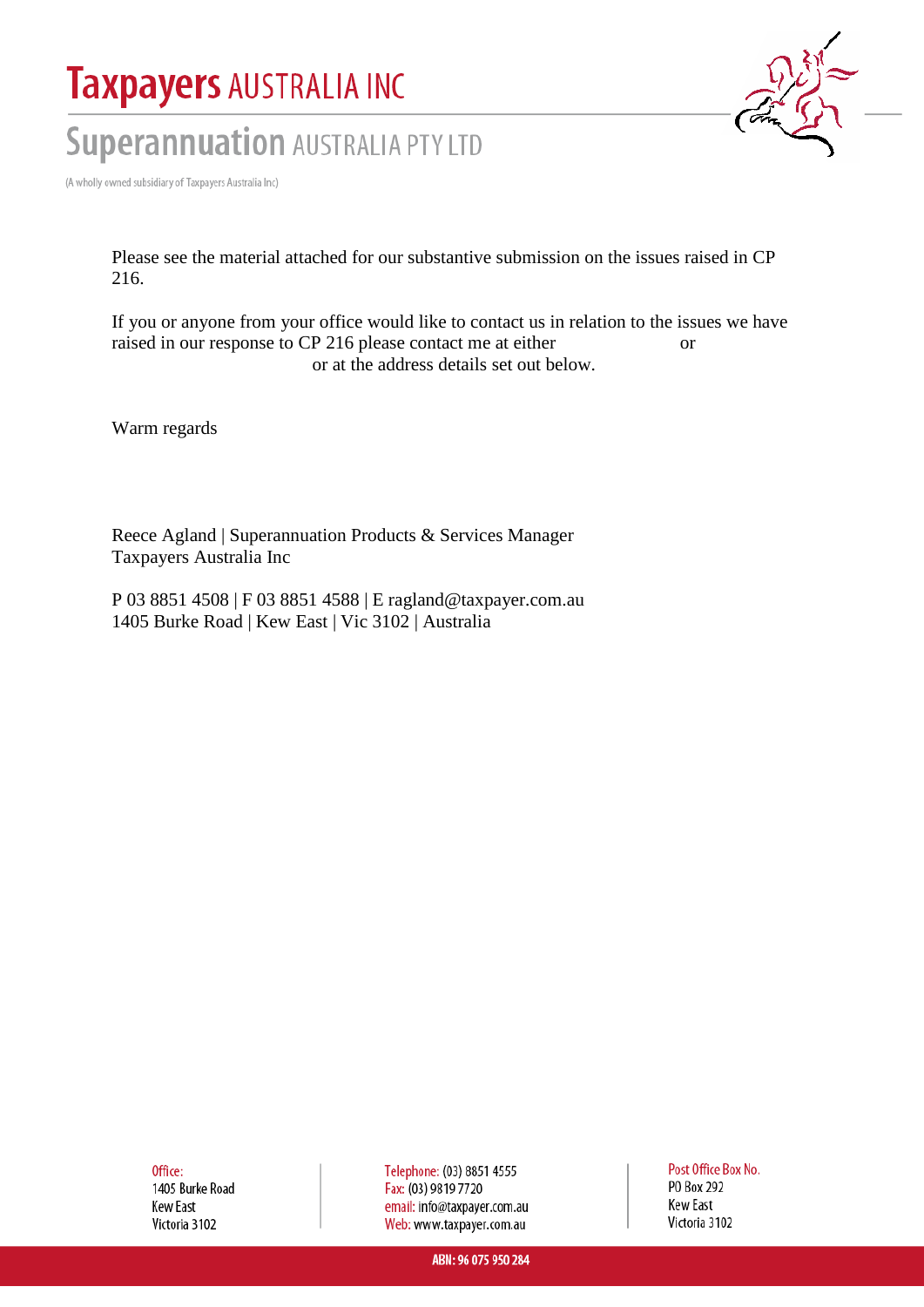# Taxpayers AUSTRALIA INC

## Superannuation AUSTRALIA PTY LTD

(A wholly owned subsidiary of Taxpayers Australia Inc)

Please see the material attached for our substantive submission on the issues raised in CP 216.

If you or anyone from your office would like to contact us in relation to the issues we have raised in our response to CP 216 please contact me at either or or at the address details set out below.

Warm regards

Reece Agland | Superannuation Products & Services Manager
Taxpayers Australia Inc

P 03 8851 4508 | F 03 8851 4588 | E ragland@taxpayer.com.au
1405 Burke Road | Kew East | Vic 3102 | Australia

Office:
1405 Burke Road
Kew East
Victoria 3102

Telephone: (03) 8851 4555
Fax: (03) 9819 7720
email: info@taxpayer.com.au
Web: www.taxpayer.com.au

Post Office Box No.
PO Box 292
Kew East
Victoria 3102

ABN: 96 075 950 284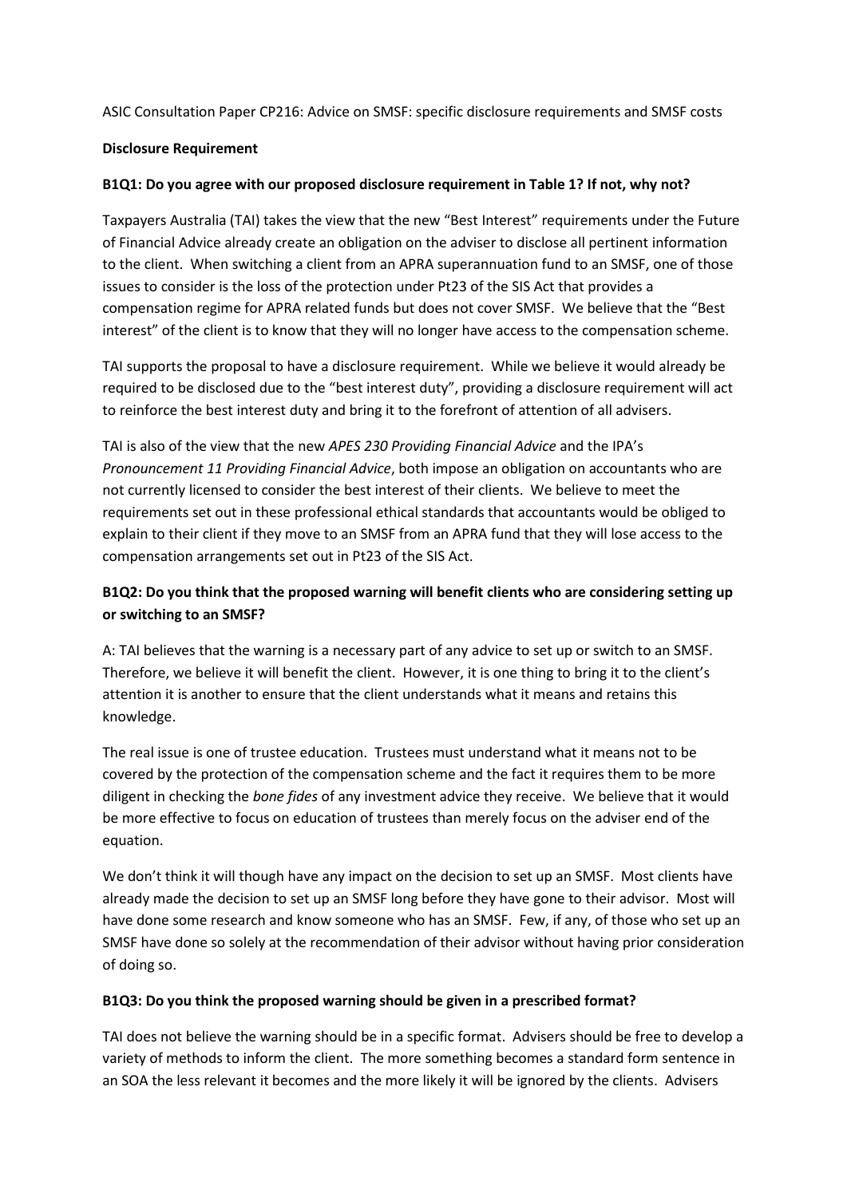ASIC Consultation Paper CP216: Advice on SMSF: specific disclosure requirements and SMSF costs

**Disclosure Requirement**

**B1Q1: Do you agree with our proposed disclosure requirement in Table 1? If not, why not?**

Taxpayers Australia (TAI) takes the view that the new "Best Interest" requirements under the Future of Financial Advice already create an obligation on the adviser to disclose all pertinent information to the client. When switching a client from an APRA superannuation fund to an SMSF, one of those issues to consider is the loss of the protection under Pt23 of the SIS Act that provides a compensation regime for APRA related funds but does not cover SMSF. We believe that the "Best interest" of the client is to know that they will no longer have access to the compensation scheme.

TAI supports the proposal to have a disclosure requirement. While we believe it would already be required to be disclosed due to the "best interest duty", providing a disclosure requirement will act to reinforce the best interest duty and bring it to the forefront of attention of all advisers.

TAI is also of the view that the new *APES 230 Providing Financial Advice* and the IPA's *Pronouncement 11 Providing Financial Advice*, both impose an obligation on accountants who are not currently licensed to consider the best interest of their clients. We believe to meet the requirements set out in these professional ethical standards that accountants would be obliged to explain to their client if they move to an SMSF from an APRA fund that they will lose access to the compensation arrangements set out in Pt23 of the SIS Act.

**B1Q2: Do you think that the proposed warning will benefit clients who are considering setting up or switching to an SMSF?**

A: TAI believes that the warning is a necessary part of any advice to set up or switch to an SMSF. Therefore, we believe it will benefit the client. However, it is one thing to bring it to the client's attention it is another to ensure that the client understands what it means and retains this knowledge.

The real issue is one of trustee education. Trustees must understand what it means not to be covered by the protection of the compensation scheme and the fact it requires them to be more diligent in checking the *bone fides* of any investment advice they receive. We believe that it would be more effective to focus on education of trustees than merely focus on the adviser end of the equation.

We don't think it will though have any impact on the decision to set up an SMSF. Most clients have already made the decision to set up an SMSF long before they have gone to their advisor. Most will have done some research and know someone who has an SMSF. Few, if any, of those who set up an SMSF have done so solely at the recommendation of their advisor without having prior consideration of doing so.

**B1Q3: Do you think the proposed warning should be given in a prescribed format?**

TAI does not believe the warning should be in a specific format. Advisers should be free to develop a variety of methods to inform the client. The more something becomes a standard form sentence in an SOA the less relevant it becomes and the more likely it will be ignored by the clients. Advisers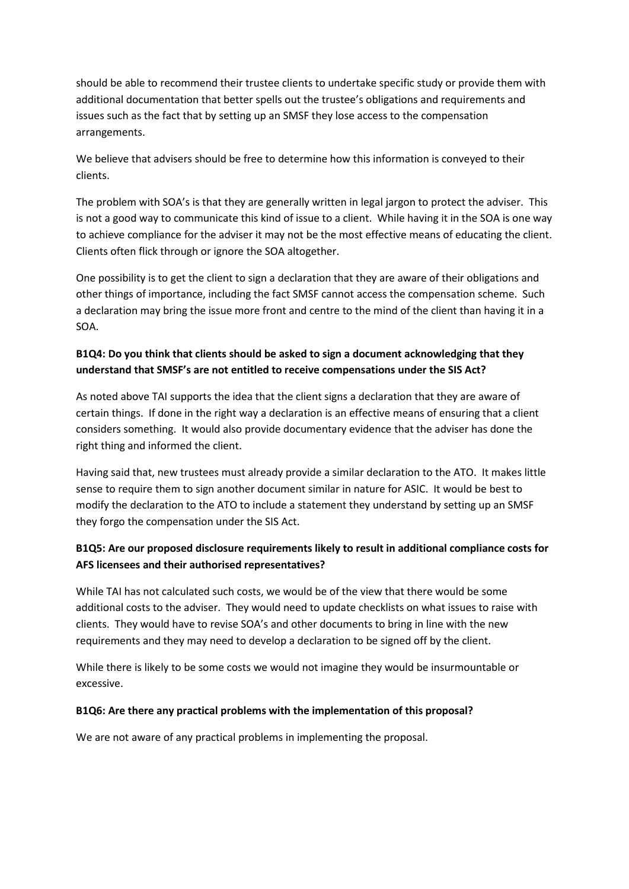should be able to recommend their trustee clients to undertake specific study or provide them with additional documentation that better spells out the trustee's obligations and requirements and issues such as the fact that by setting up an SMSF they lose access to the compensation arrangements.

We believe that advisers should be free to determine how this information is conveyed to their clients.

The problem with SOA's is that they are generally written in legal jargon to protect the adviser. This is not a good way to communicate this kind of issue to a client. While having it in the SOA is one way to achieve compliance for the adviser it may not be the most effective means of educating the client. Clients often flick through or ignore the SOA altogether.

One possibility is to get the client to sign a declaration that they are aware of their obligations and other things of importance, including the fact SMSF cannot access the compensation scheme. Such a declaration may bring the issue more front and centre to the mind of the client than having it in a SOA.

**B1Q4: Do you think that clients should be asked to sign a document acknowledging that they understand that SMSF's are not entitled to receive compensations under the SIS Act?**

As noted above TAI supports the idea that the client signs a declaration that they are aware of certain things. If done in the right way a declaration is an effective means of ensuring that a client considers something. It would also provide documentary evidence that the adviser has done the right thing and informed the client.

Having said that, new trustees must already provide a similar declaration to the ATO. It makes little sense to require them to sign another document similar in nature for ASIC. It would be best to modify the declaration to the ATO to include a statement they understand by setting up an SMSF they forgo the compensation under the SIS Act.

**B1Q5: Are our proposed disclosure requirements likely to result in additional compliance costs for AFS licensees and their authorised representatives?**

While TAI has not calculated such costs, we would be of the view that there would be some additional costs to the adviser. They would need to update checklists on what issues to raise with clients. They would have to revise SOA's and other documents to bring in line with the new requirements and they may need to develop a declaration to be signed off by the client.

While there is likely to be some costs we would not imagine they would be insurmountable or excessive.

**B1Q6: Are there any practical problems with the implementation of this proposal?**

We are not aware of any practical problems in implementing the proposal.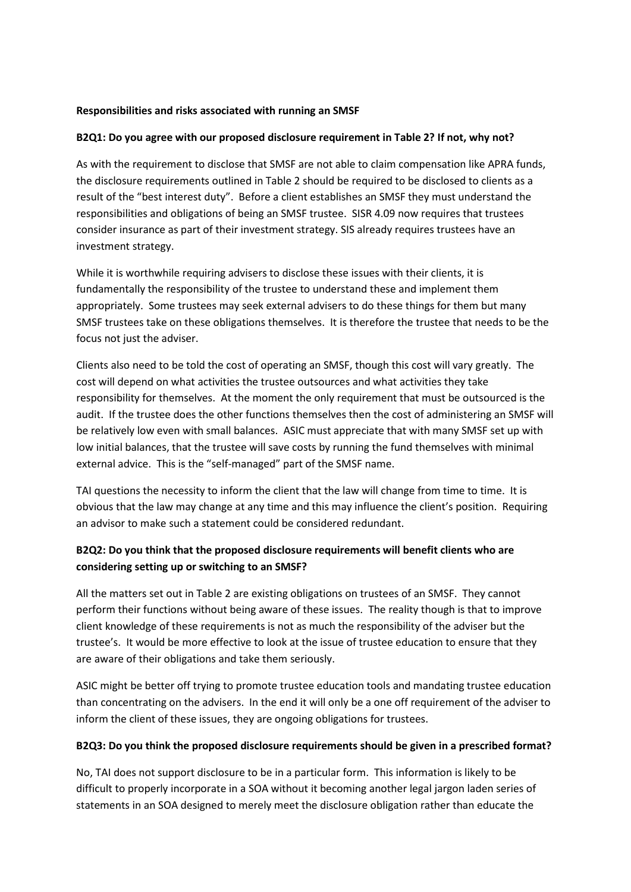**Responsibilities and risks associated with running an SMSF**

**B2Q1: Do you agree with our proposed disclosure requirement in Table 2? If not, why not?**

As with the requirement to disclose that SMSF are not able to claim compensation like APRA funds, the disclosure requirements outlined in Table 2 should be required to be disclosed to clients as a result of the "best interest duty". Before a client establishes an SMSF they must understand the responsibilities and obligations of being an SMSF trustee. SISR 4.09 now requires that trustees consider insurance as part of their investment strategy. SIS already requires trustees have an investment strategy.

While it is worthwhile requiring advisers to disclose these issues with their clients, it is fundamentally the responsibility of the trustee to understand these and implement them appropriately. Some trustees may seek external advisers to do these things for them but many SMSF trustees take on these obligations themselves. It is therefore the trustee that needs to be the focus not just the adviser.

Clients also need to be told the cost of operating an SMSF, though this cost will vary greatly. The cost will depend on what activities the trustee outsources and what activities they take responsibility for themselves. At the moment the only requirement that must be outsourced is the audit. If the trustee does the other functions themselves then the cost of administering an SMSF will be relatively low even with small balances. ASIC must appreciate that with many SMSF set up with low initial balances, that the trustee will save costs by running the fund themselves with minimal external advice. This is the "self-managed" part of the SMSF name.

TAI questions the necessity to inform the client that the law will change from time to time. It is obvious that the law may change at any time and this may influence the client's position. Requiring an advisor to make such a statement could be considered redundant.

**B2Q2: Do you think that the proposed disclosure requirements will benefit clients who are considering setting up or switching to an SMSF?**

All the matters set out in Table 2 are existing obligations on trustees of an SMSF. They cannot perform their functions without being aware of these issues. The reality though is that to improve client knowledge of these requirements is not as much the responsibility of the adviser but the trustee's. It would be more effective to look at the issue of trustee education to ensure that they are aware of their obligations and take them seriously.

ASIC might be better off trying to promote trustee education tools and mandating trustee education than concentrating on the advisers. In the end it will only be a one off requirement of the adviser to inform the client of these issues, they are ongoing obligations for trustees.

**B2Q3: Do you think the proposed disclosure requirements should be given in a prescribed format?**

No, TAI does not support disclosure to be in a particular form. This information is likely to be difficult to properly incorporate in a SOA without it becoming another legal jargon laden series of statements in an SOA designed to merely meet the disclosure obligation rather than educate the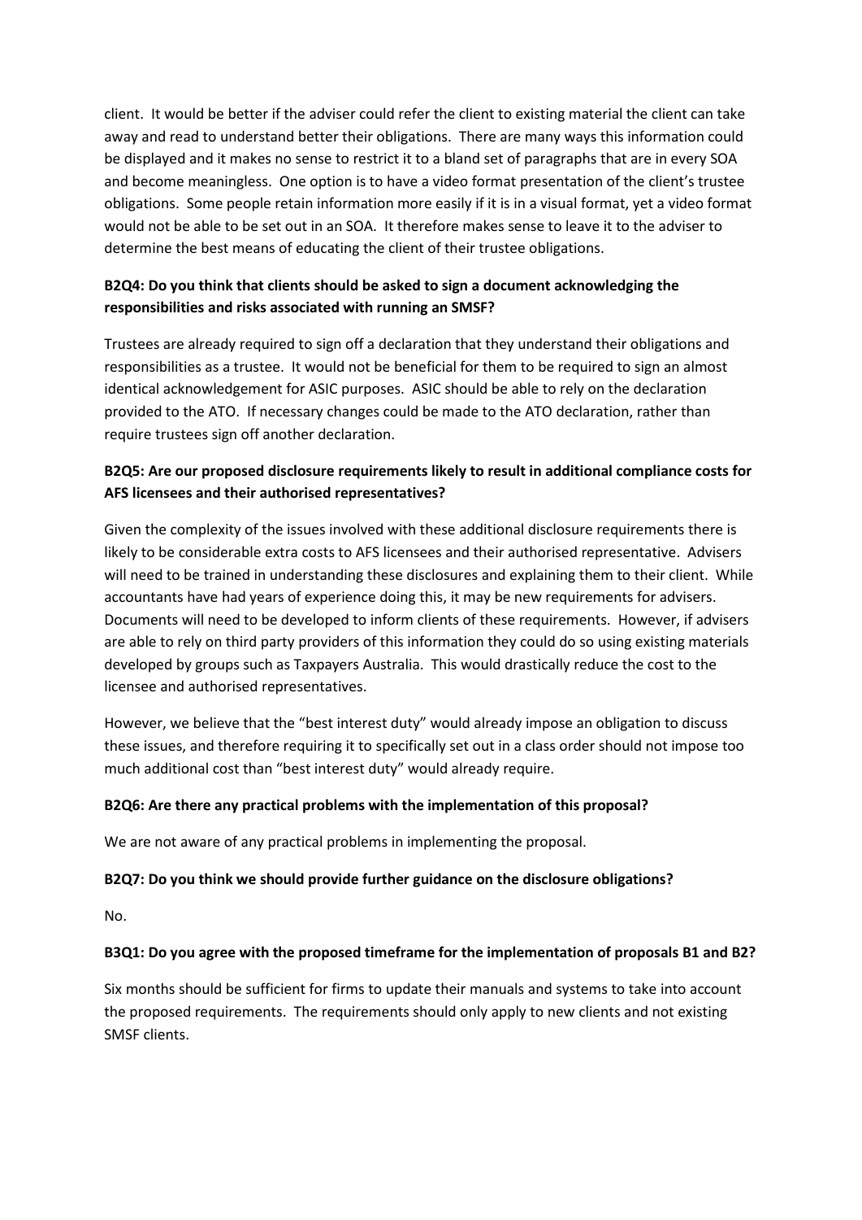client. It would be better if the adviser could refer the client to existing material the client can take away and read to understand better their obligations. There are many ways this information could be displayed and it makes no sense to restrict it to a bland set of paragraphs that are in every SOA and become meaningless. One option is to have a video format presentation of the client's trustee obligations. Some people retain information more easily if it is in a visual format, yet a video format would not be able to be set out in an SOA. It therefore makes sense to leave it to the adviser to determine the best means of educating the client of their trustee obligations.

**B2Q4: Do you think that clients should be asked to sign a document acknowledging the responsibilities and risks associated with running an SMSF?**

Trustees are already required to sign off a declaration that they understand their obligations and responsibilities as a trustee. It would not be beneficial for them to be required to sign an almost identical acknowledgement for ASIC purposes. ASIC should be able to rely on the declaration provided to the ATO. If necessary changes could be made to the ATO declaration, rather than require trustees sign off another declaration.

**B2Q5: Are our proposed disclosure requirements likely to result in additional compliance costs for AFS licensees and their authorised representatives?**

Given the complexity of the issues involved with these additional disclosure requirements there is likely to be considerable extra costs to AFS licensees and their authorised representative. Advisers will need to be trained in understanding these disclosures and explaining them to their client. While accountants have had years of experience doing this, it may be new requirements for advisers. Documents will need to be developed to inform clients of these requirements. However, if advisers are able to rely on third party providers of this information they could do so using existing materials developed by groups such as Taxpayers Australia. This would drastically reduce the cost to the licensee and authorised representatives.

However, we believe that the "best interest duty" would already impose an obligation to discuss these issues, and therefore requiring it to specifically set out in a class order should not impose too much additional cost than "best interest duty" would already require.

**B2Q6: Are there any practical problems with the implementation of this proposal?**

We are not aware of any practical problems in implementing the proposal.

**B2Q7: Do you think we should provide further guidance on the disclosure obligations?**

No.

**B3Q1: Do you agree with the proposed timeframe for the implementation of proposals B1 and B2?**

Six months should be sufficient for firms to update their manuals and systems to take into account the proposed requirements. The requirements should only apply to new clients and not existing SMSF clients.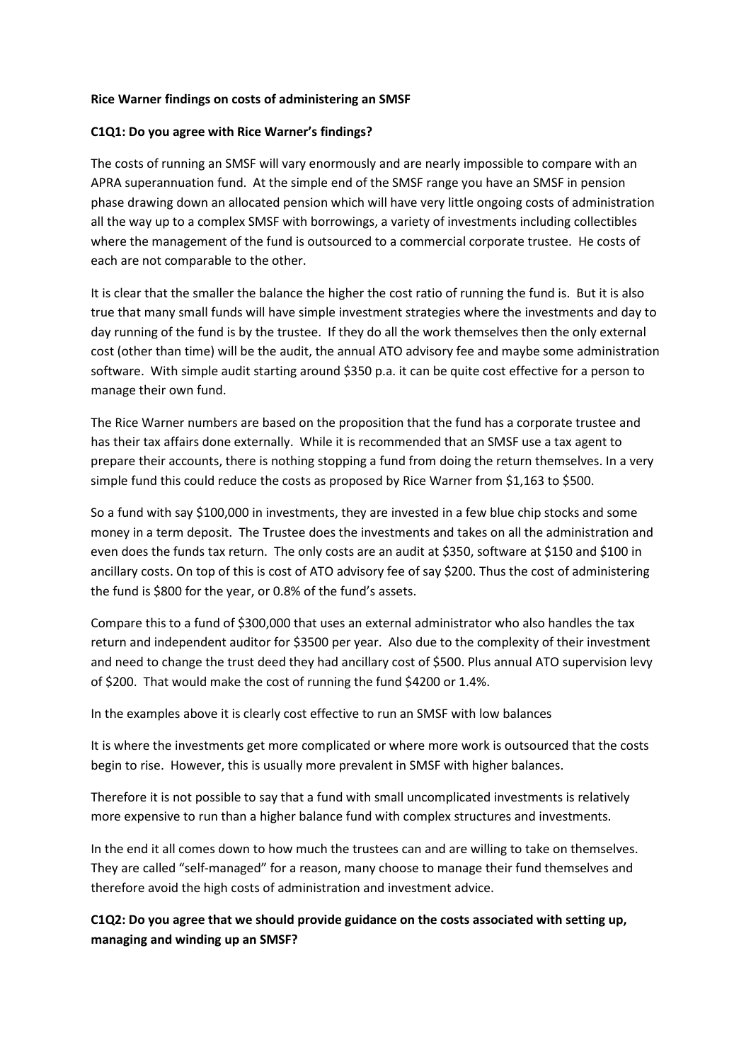**Rice Warner findings on costs of administering an SMSF**

**C1Q1: Do you agree with Rice Warner's findings?**

The costs of running an SMSF will vary enormously and are nearly impossible to compare with an APRA superannuation fund. At the simple end of the SMSF range you have an SMSF in pension phase drawing down an allocated pension which will have very little ongoing costs of administration all the way up to a complex SMSF with borrowings, a variety of investments including collectibles where the management of the fund is outsourced to a commercial corporate trustee. He costs of each are not comparable to the other.

It is clear that the smaller the balance the higher the cost ratio of running the fund is. But it is also true that many small funds will have simple investment strategies where the investments and day to day running of the fund is by the trustee. If they do all the work themselves then the only external cost (other than time) will be the audit, the annual ATO advisory fee and maybe some administration software. With simple audit starting around $350 p.a. it can be quite cost effective for a person to manage their own fund.

The Rice Warner numbers are based on the proposition that the fund has a corporate trustee and has their tax affairs done externally. While it is recommended that an SMSF use a tax agent to prepare their accounts, there is nothing stopping a fund from doing the return themselves. In a very simple fund this could reduce the costs as proposed by Rice Warner from $1,163 to $500.

So a fund with say $100,000 in investments, they are invested in a few blue chip stocks and some money in a term deposit. The Trustee does the investments and takes on all the administration and even does the funds tax return. The only costs are an audit at $350, software at $150 and $100 in ancillary costs. On top of this is cost of ATO advisory fee of say $200. Thus the cost of administering the fund is $800 for the year, or 0.8% of the fund's assets.

Compare this to a fund of $300,000 that uses an external administrator who also handles the tax return and independent auditor for $3500 per year. Also due to the complexity of their investment and need to change the trust deed they had ancillary cost of $500. Plus annual ATO supervision levy of $200. That would make the cost of running the fund $4200 or 1.4%.

In the examples above it is clearly cost effective to run an SMSF with low balances

It is where the investments get more complicated or where more work is outsourced that the costs begin to rise. However, this is usually more prevalent in SMSF with higher balances.

Therefore it is not possible to say that a fund with small uncomplicated investments is relatively more expensive to run than a higher balance fund with complex structures and investments.

In the end it all comes down to how much the trustees can and are willing to take on themselves. They are called "self-managed" for a reason, many choose to manage their fund themselves and therefore avoid the high costs of administration and investment advice.

**C1Q2: Do you agree that we should provide guidance on the costs associated with setting up, managing and winding up an SMSF?**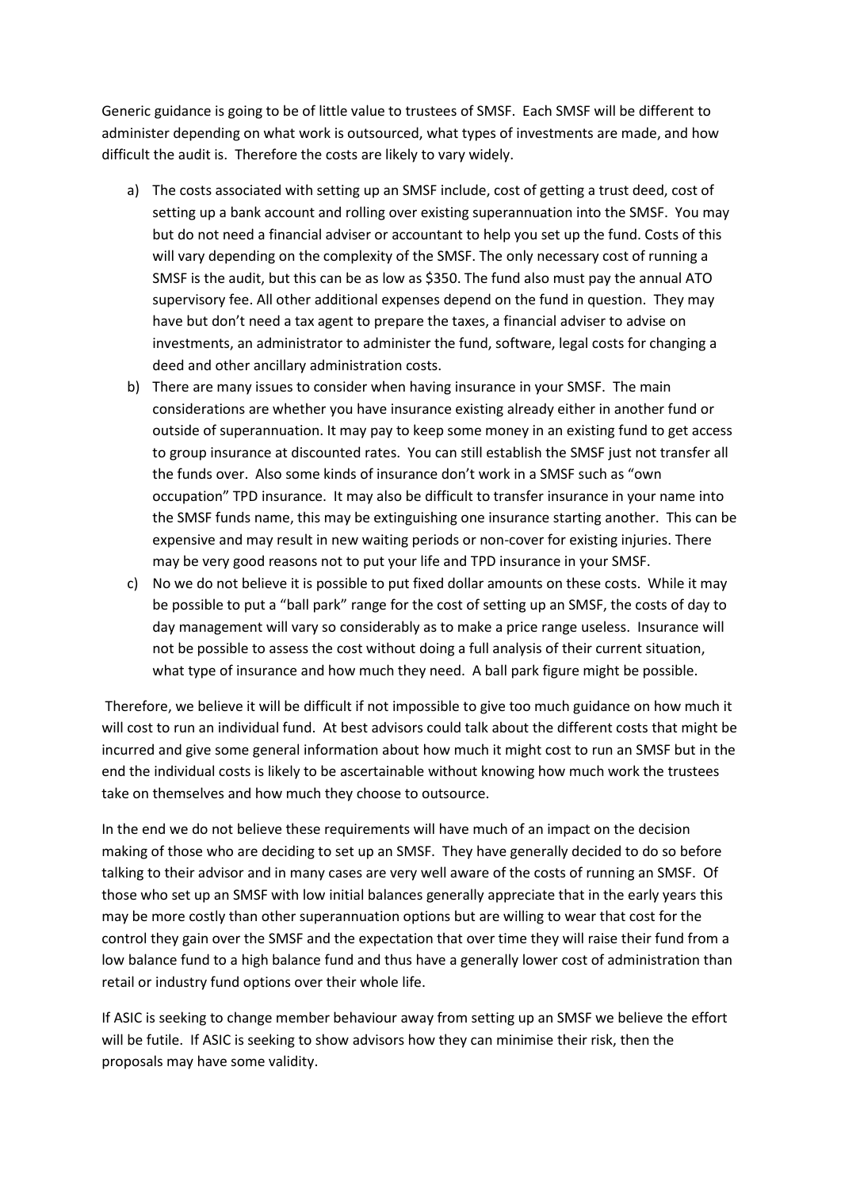Generic guidance is going to be of little value to trustees of SMSF. Each SMSF will be different to administer depending on what work is outsourced, what types of investments are made, and how difficult the audit is. Therefore the costs are likely to vary widely.

a) The costs associated with setting up an SMSF include, cost of getting a trust deed, cost of setting up a bank account and rolling over existing superannuation into the SMSF. You may but do not need a financial adviser or accountant to help you set up the fund. Costs of this will vary depending on the complexity of the SMSF. The only necessary cost of running a SMSF is the audit, but this can be as low as $350. The fund also must pay the annual ATO supervisory fee. All other additional expenses depend on the fund in question. They may have but don't need a tax agent to prepare the taxes, a financial adviser to advise on investments, an administrator to administer the fund, software, legal costs for changing a deed and other ancillary administration costs.
b) There are many issues to consider when having insurance in your SMSF. The main considerations are whether you have insurance existing already either in another fund or outside of superannuation. It may pay to keep some money in an existing fund to get access to group insurance at discounted rates. You can still establish the SMSF just not transfer all the funds over. Also some kinds of insurance don't work in a SMSF such as "own occupation" TPD insurance. It may also be difficult to transfer insurance in your name into the SMSF funds name, this may be extinguishing one insurance starting another. This can be expensive and may result in new waiting periods or non-cover for existing injuries. There may be very good reasons not to put your life and TPD insurance in your SMSF.
c) No we do not believe it is possible to put fixed dollar amounts on these costs. While it may be possible to put a "ball park" range for the cost of setting up an SMSF, the costs of day to day management will vary so considerably as to make a price range useless. Insurance will not be possible to assess the cost without doing a full analysis of their current situation, what type of insurance and how much they need. A ball park figure might be possible.

Therefore, we believe it will be difficult if not impossible to give too much guidance on how much it will cost to run an individual fund. At best advisors could talk about the different costs that might be incurred and give some general information about how much it might cost to run an SMSF but in the end the individual costs is likely to be ascertainable without knowing how much work the trustees take on themselves and how much they choose to outsource.

In the end we do not believe these requirements will have much of an impact on the decision making of those who are deciding to set up an SMSF. They have generally decided to do so before talking to their advisor and in many cases are very well aware of the costs of running an SMSF. Of those who set up an SMSF with low initial balances generally appreciate that in the early years this may be more costly than other superannuation options but are willing to wear that cost for the control they gain over the SMSF and the expectation that over time they will raise their fund from a low balance fund to a high balance fund and thus have a generally lower cost of administration than retail or industry fund options over their whole life.

If ASIC is seeking to change member behaviour away from setting up an SMSF we believe the effort will be futile. If ASIC is seeking to show advisors how they can minimise their risk, then the proposals may have some validity.